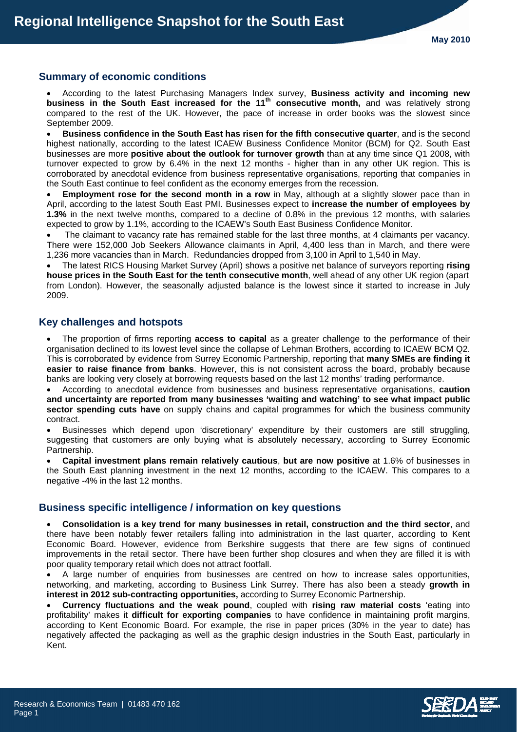# Regional Intelligence Snapshot for the South East

**May 2010**

## Summary of economic conditions

- According to the latest Purchasing Managers Index survey, **Business activity and incoming new business in the South East increased for the 11th consecutive month,** and was relatively strong compared to the rest of the UK. However, the pace of increase in order books was the slowest since September 2009.
- **Business confidence in the South East has risen for the fifth consecutive quarter**, and is the second highest nationally, according to the latest ICAEW Business Confidence Monitor (BCM) for Q2. South East businesses are more **positive about the outlook for turnover growth** than at any time since Q1 2008, with turnover expected to grow by 6.4% in the next 12 months - higher than in any other UK region. This is corroborated by anecdotal evidence from business representative organisations, reporting that companies in the South East continue to feel confident as the economy emerges from the recession.
- **Employment rose for the second month in a row** in May, although at a slightly slower pace than in April, according to the latest South East PMI. Businesses expect to **increase the number of employees by 1.3%** in the next twelve months, compared to a decline of 0.8% in the previous 12 months, with salaries expected to grow by 1.1%, according to the ICAEW's South East Business Confidence Monitor.
- The claimant to vacancy rate has remained stable for the last three months, at 4 claimants per vacancy. There were 152,000 Job Seekers Allowance claimants in April, 4,400 less than in March, and there were 1,236 more vacancies than in March. Redundancies dropped from 3,100 in April to 1,540 in May.
- The latest RICS Housing Market Survey (April) shows a positive net balance of surveyors reporting **rising house prices in the South East for the tenth consecutive month**, well ahead of any other UK region (apart from London). However, the seasonally adjusted balance is the lowest since it started to increase in July 2009.

## Key challenges and hotspots

- The proportion of firms reporting **access to capital** as a greater challenge to the performance of their organisation declined to its lowest level since the collapse of Lehman Brothers, according to ICAEW BCM Q2. This is corroborated by evidence from Surrey Economic Partnership, reporting that **many SMEs are finding it easier to raise finance from banks**. However, this is not consistent across the board, probably because banks are looking very closely at borrowing requests based on the last 12 months' trading performance.
- According to anecdotal evidence from businesses and business representative organisations, **caution and uncertainty are reported from many businesses 'waiting and watching' to see what impact public sector spending cuts have** on supply chains and capital programmes for which the business community contract.
- Businesses which depend upon 'discretionary' expenditure by their customers are still struggling, suggesting that customers are only buying what is absolutely necessary, according to Surrey Economic Partnership.
- **Capital investment plans remain relatively cautious**, **but are now positive** at 1.6% of businesses in the South East planning investment in the next 12 months, according to the ICAEW. This compares to a negative -4% in the last 12 months.

## Business specific intelligence / information on key questions

- **Consolidation is a key trend for many businesses in retail, construction and the third sector**, and there have been notably fewer retailers falling into administration in the last quarter, according to Kent Economic Board. However, evidence from Berkshire suggests that there are few signs of continued improvements in the retail sector. There have been further shop closures and when they are filled it is with poor quality temporary retail which does not attract footfall.
- A large number of enquiries from businesses are centred on how to increase sales opportunities, networking, and marketing, according to Business Link Surrey. There has also been a steady **growth in interest in 2012 sub-contracting opportunities,** according to Surrey Economic Partnership.
- **Currency fluctuations and the weak pound**, coupled with **rising raw material costs** 'eating into profitability' makes it **difficult for exporting companies** to have confidence in maintaining profit margins, according to Kent Economic Board. For example, the rise in paper prices (30% in the year to date) has negatively affected the packaging as well as the graphic design industries in the South East, particularly in Kent.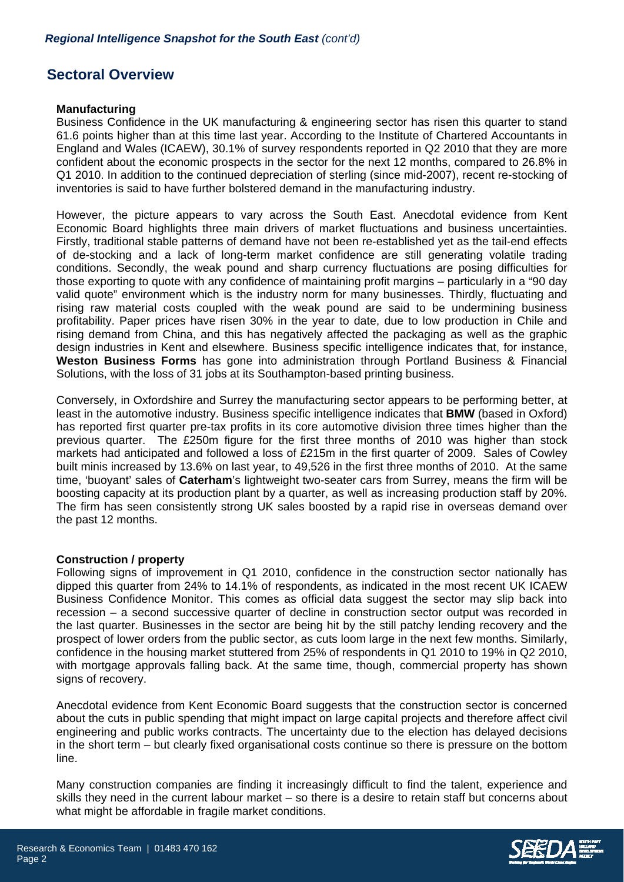## Sectoral Overview

### Manufacturing

Business Confidence in the UK manufacturing & engineering sector has risen this quarter to stand 61.6 points higher than at this time last year. According to the Institute of Chartered Accountants in England and Wales (ICAEW), 30.1% of survey respondents reported in Q2 2010 that they are more confident about the economic prospects in the sector for the next 12 months, compared to 26.8% in Q1 2010. In addition to the continued depreciation of sterling (since mid-2007), recent re-stocking of inventories is said to have further bolstered demand in the manufacturing industry.

However, the picture appears to vary across the South East. Anecdotal evidence from Kent Economic Board highlights three main drivers of market fluctuations and business uncertainties. Firstly, traditional stable patterns of demand have not been re-established yet as the tail-end effects of de-stocking and a lack of long-term market confidence are still generating volatile trading conditions. Secondly, the weak pound and sharp currency fluctuations are posing difficulties for those exporting to quote with any confidence of maintaining profit margins – particularly in a "90 day valid quote" environment which is the industry norm for many businesses. Thirdly, fluctuating and rising raw material costs coupled with the weak pound are said to be undermining business profitability. Paper prices have risen 30% in the year to date, due to low production in Chile and rising demand from China, and this has negatively affected the packaging as well as the graphic design industries in Kent and elsewhere. Business specific intelligence indicates that, for instance, **Weston Business Forms** has gone into administration through Portland Business & Financial Solutions, with the loss of 31 jobs at its Southampton-based printing business.

Conversely, in Oxfordshire and Surrey the manufacturing sector appears to be performing better, at least in the automotive industry. Business specific intelligence indicates that **BMW** (based in Oxford) has reported first quarter pre-tax profits in its core automotive division three times higher than the previous quarter. The £250m figure for the first three months of 2010 was higher than stock markets had anticipated and followed a loss of £215m in the first quarter of 2009. Sales of Cowley built minis increased by 13.6% on last year, to 49,526 in the first three months of 2010. At the same time, 'buoyant' sales of **Caterham**'s lightweight two-seater cars from Surrey, means the firm will be boosting capacity at its production plant by a quarter, as well as increasing production staff by 20%. The firm has seen consistently strong UK sales boosted by a rapid rise in overseas demand over the past 12 months.

### Construction / property

Following signs of improvement in Q1 2010, confidence in the construction sector nationally has dipped this quarter from 24% to 14.1% of respondents, as indicated in the most recent UK ICAEW Business Confidence Monitor. This comes as official data suggest the sector may slip back into recession – a second successive quarter of decline in construction sector output was recorded in the last quarter. Businesses in the sector are being hit by the still patchy lending recovery and the prospect of lower orders from the public sector, as cuts loom large in the next few months. Similarly, confidence in the housing market stuttered from 25% of respondents in Q1 2010 to 19% in Q2 2010, with mortgage approvals falling back. At the same time, though, commercial property has shown signs of recovery.

Anecdotal evidence from Kent Economic Board suggests that the construction sector is concerned about the cuts in public spending that might impact on large capital projects and therefore affect civil engineering and public works contracts. The uncertainty due to the election has delayed decisions in the short term – but clearly fixed organisational costs continue so there is pressure on the bottom line.

Many construction companies are finding it increasingly difficult to find the talent, experience and skills they need in the current labour market – so there is a desire to retain staff but concerns about what might be affordable in fragile market conditions.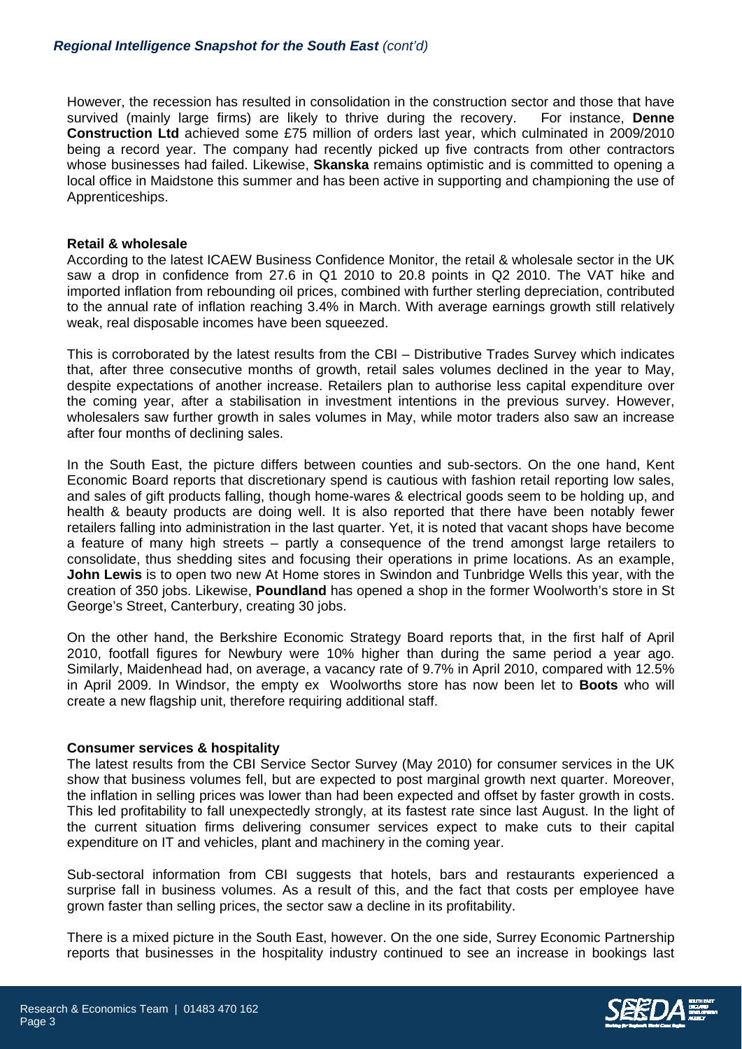However, the recession has resulted in consolidation in the construction sector and those that have survived (mainly large firms) are likely to thrive during the recovery. For instance, **Denne Construction Ltd** achieved some £75 million of orders last year, which culminated in 2009/2010 being a record year. The company had recently picked up five contracts from other contractors whose businesses had failed. Likewise, **Skanska** remains optimistic and is committed to opening a local office in Maidstone this summer and has been active in supporting and championing the use of Apprenticeships.

### Retail & wholesale

According to the latest ICAEW Business Confidence Monitor, the retail & wholesale sector in the UK saw a drop in confidence from 27.6 in Q1 2010 to 20.8 points in Q2 2010. The VAT hike and imported inflation from rebounding oil prices, combined with further sterling depreciation, contributed to the annual rate of inflation reaching 3.4% in March. With average earnings growth still relatively weak, real disposable incomes have been squeezed.

This is corroborated by the latest results from the CBI – Distributive Trades Survey which indicates that, after three consecutive months of growth, retail sales volumes declined in the year to May, despite expectations of another increase. Retailers plan to authorise less capital expenditure over the coming year, after a stabilisation in investment intentions in the previous survey. However, wholesalers saw further growth in sales volumes in May, while motor traders also saw an increase after four months of declining sales.

In the South East, the picture differs between counties and sub-sectors. On the one hand, Kent Economic Board reports that discretionary spend is cautious with fashion retail reporting low sales, and sales of gift products falling, though home-wares & electrical goods seem to be holding up, and health & beauty products are doing well. It is also reported that there have been notably fewer retailers falling into administration in the last quarter. Yet, it is noted that vacant shops have become a feature of many high streets – partly a consequence of the trend amongst large retailers to consolidate, thus shedding sites and focusing their operations in prime locations. As an example, **John Lewis** is to open two new At Home stores in Swindon and Tunbridge Wells this year, with the creation of 350 jobs. Likewise, **Poundland** has opened a shop in the former Woolworth's store in St George's Street, Canterbury, creating 30 jobs.

On the other hand, the Berkshire Economic Strategy Board reports that, in the first half of April 2010, footfall figures for Newbury were 10% higher than during the same period a year ago. Similarly, Maidenhead had, on average, a vacancy rate of 9.7% in April 2010, compared with 12.5% in April 2009. In Windsor, the empty ex Woolworths store has now been let to **Boots** who will create a new flagship unit, therefore requiring additional staff.

### Consumer services & hospitality

The latest results from the CBI Service Sector Survey (May 2010) for consumer services in the UK show that business volumes fell, but are expected to post marginal growth next quarter. Moreover, the inflation in selling prices was lower than had been expected and offset by faster growth in costs. This led profitability to fall unexpectedly strongly, at its fastest rate since last August. In the light of the current situation firms delivering consumer services expect to make cuts to their capital expenditure on IT and vehicles, plant and machinery in the coming year.

Sub-sectoral information from CBI suggests that hotels, bars and restaurants experienced a surprise fall in business volumes. As a result of this, and the fact that costs per employee have grown faster than selling prices, the sector saw a decline in its profitability.

There is a mixed picture in the South East, however. On the one side, Surrey Economic Partnership reports that businesses in the hospitality industry continued to see an increase in bookings last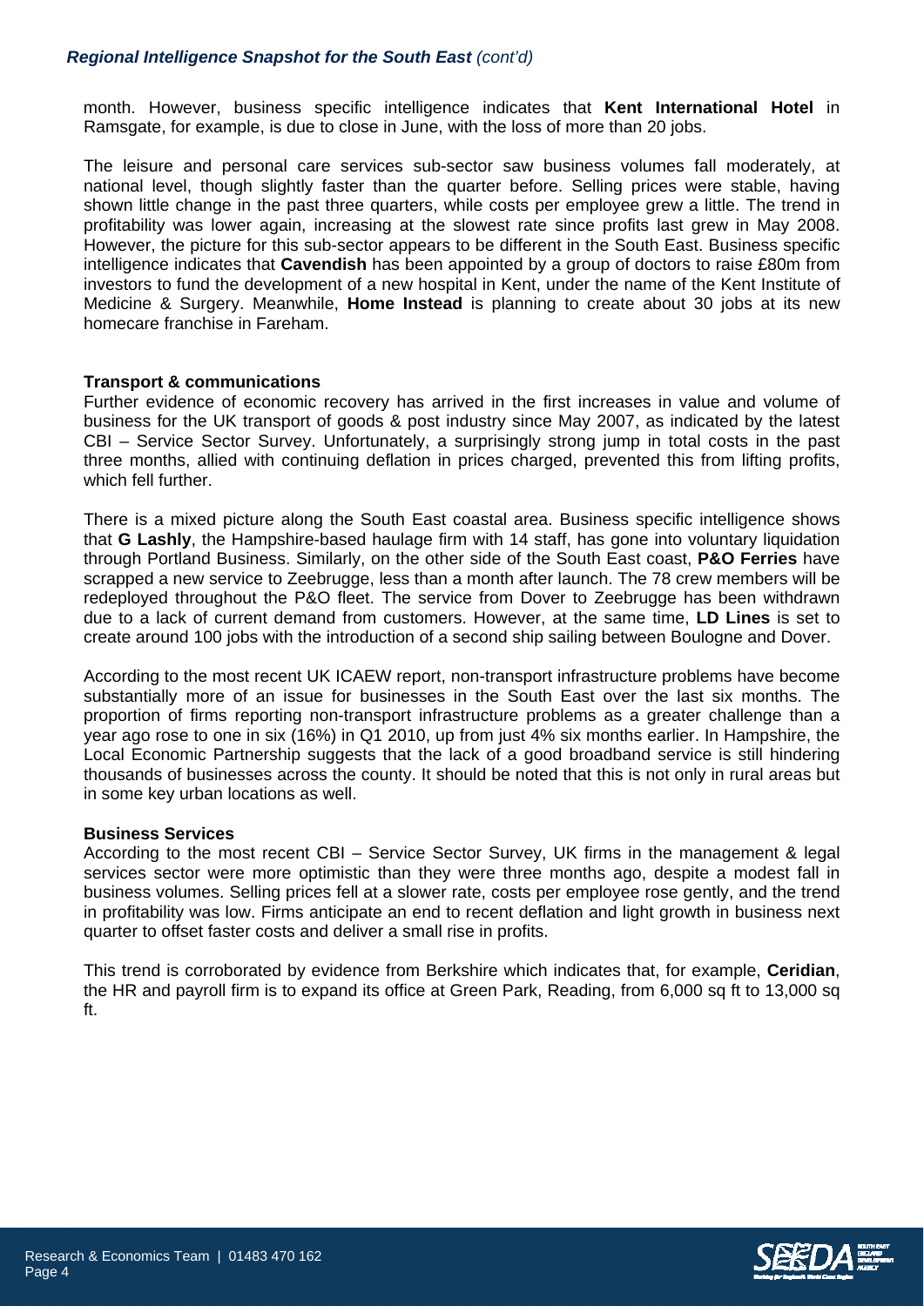month. However, business specific intelligence indicates that **Kent International Hotel** in Ramsgate, for example, is due to close in June, with the loss of more than 20 jobs.

The leisure and personal care services sub-sector saw business volumes fall moderately, at national level, though slightly faster than the quarter before. Selling prices were stable, having shown little change in the past three quarters, while costs per employee grew a little. The trend in profitability was lower again, increasing at the slowest rate since profits last grew in May 2008. However, the picture for this sub-sector appears to be different in the South East. Business specific intelligence indicates that **Cavendish** has been appointed by a group of doctors to raise £80m from investors to fund the development of a new hospital in Kent, under the name of the Kent Institute of Medicine & Surgery. Meanwhile, **Home Instead** is planning to create about 30 jobs at its new homecare franchise in Fareham.

**Transport & communications**

Further evidence of economic recovery has arrived in the first increases in value and volume of business for the UK transport of goods & post industry since May 2007, as indicated by the latest CBI – Service Sector Survey. Unfortunately, a surprisingly strong jump in total costs in the past three months, allied with continuing deflation in prices charged, prevented this from lifting profits, which fell further.

There is a mixed picture along the South East coastal area. Business specific intelligence shows that **G Lashly**, the Hampshire-based haulage firm with 14 staff, has gone into voluntary liquidation through Portland Business. Similarly, on the other side of the South East coast, **P&O Ferries** have scrapped a new service to Zeebrugge, less than a month after launch. The 78 crew members will be redeployed throughout the P&O fleet. The service from Dover to Zeebrugge has been withdrawn due to a lack of current demand from customers. However, at the same time, **LD Lines** is set to create around 100 jobs with the introduction of a second ship sailing between Boulogne and Dover.

According to the most recent UK ICAEW report, non-transport infrastructure problems have become substantially more of an issue for businesses in the South East over the last six months. The proportion of firms reporting non-transport infrastructure problems as a greater challenge than a year ago rose to one in six (16%) in Q1 2010, up from just 4% six months earlier. In Hampshire, the Local Economic Partnership suggests that the lack of a good broadband service is still hindering thousands of businesses across the county. It should be noted that this is not only in rural areas but in some key urban locations as well.

**Business Services**

According to the most recent CBI – Service Sector Survey, UK firms in the management & legal services sector were more optimistic than they were three months ago, despite a modest fall in business volumes. Selling prices fell at a slower rate, costs per employee rose gently, and the trend in profitability was low. Firms anticipate an end to recent deflation and light growth in business next quarter to offset faster costs and deliver a small rise in profits.

This trend is corroborated by evidence from Berkshire which indicates that, for example, **Ceridian**, the HR and payroll firm is to expand its office at Green Park, Reading, from 6,000 sq ft to 13,000 sq ft.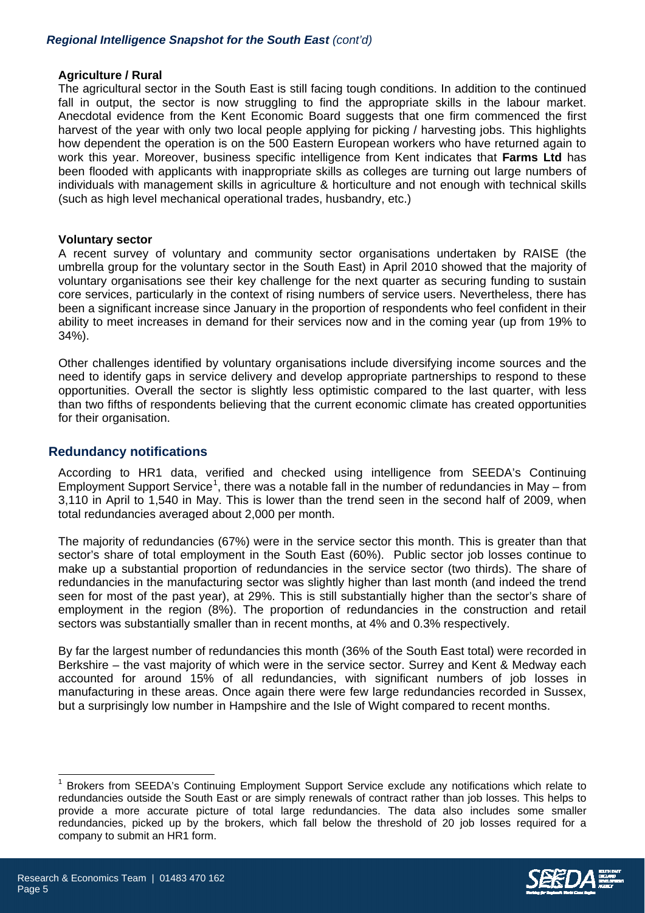#### Agriculture / Rural

The agricultural sector in the South East is still facing tough conditions. In addition to the continued fall in output, the sector is now struggling to find the appropriate skills in the labour market. Anecdotal evidence from the Kent Economic Board suggests that one firm commenced the first harvest of the year with only two local people applying for picking / harvesting jobs. This highlights how dependent the operation is on the 500 Eastern European workers who have returned again to work this year. Moreover, business specific intelligence from Kent indicates that **Farms Ltd** has been flooded with applicants with inappropriate skills as colleges are turning out large numbers of individuals with management skills in agriculture & horticulture and not enough with technical skills (such as high level mechanical operational trades, husbandry, etc.)

#### Voluntary sector

A recent survey of voluntary and community sector organisations undertaken by RAISE (the umbrella group for the voluntary sector in the South East) in April 2010 showed that the majority of voluntary organisations see their key challenge for the next quarter as securing funding to sustain core services, particularly in the context of rising numbers of service users. Nevertheless, there has been a significant increase since January in the proportion of respondents who feel confident in their ability to meet increases in demand for their services now and in the coming year (up from 19% to 34%).

Other challenges identified by voluntary organisations include diversifying income sources and the need to identify gaps in service delivery and develop appropriate partnerships to respond to these opportunities. Overall the sector is slightly less optimistic compared to the last quarter, with less than two fifths of respondents believing that the current economic climate has created opportunities for their organisation.

## Redundancy notifications

According to HR1 data, verified and checked using intelligence from SEEDA's Continuing Employment Support Service[1], there was a notable fall in the number of redundancies in May – from 3,110 in April to 1,540 in May. This is lower than the trend seen in the second half of 2009, when total redundancies averaged about 2,000 per month.

The majority of redundancies (67%) were in the service sector this month. This is greater than that sector's share of total employment in the South East (60%). Public sector job losses continue to make up a substantial proportion of redundancies in the service sector (two thirds). The share of redundancies in the manufacturing sector was slightly higher than last month (and indeed the trend seen for most of the past year), at 29%. This is still substantially higher than the sector's share of employment in the region (8%). The proportion of redundancies in the construction and retail sectors was substantially smaller than in recent months, at 4% and 0.3% respectively.

By far the largest number of redundancies this month (36% of the South East total) were recorded in Berkshire – the vast majority of which were in the service sector. Surrey and Kent & Medway each accounted for around 15% of all redundancies, with significant numbers of job losses in manufacturing in these areas. Once again there were few large redundancies recorded in Sussex, but a surprisingly low number in Hampshire and the Isle of Wight compared to recent months.

---

[1] Brokers from SEEDA's Continuing Employment Support Service exclude any notifications which relate to redundancies outside the South East or are simply renewals of contract rather than job losses. This helps to provide a more accurate picture of total large redundancies. The data also includes some smaller redundancies, picked up by the brokers, which fall below the threshold of 20 job losses required for a company to submit an HR1 form.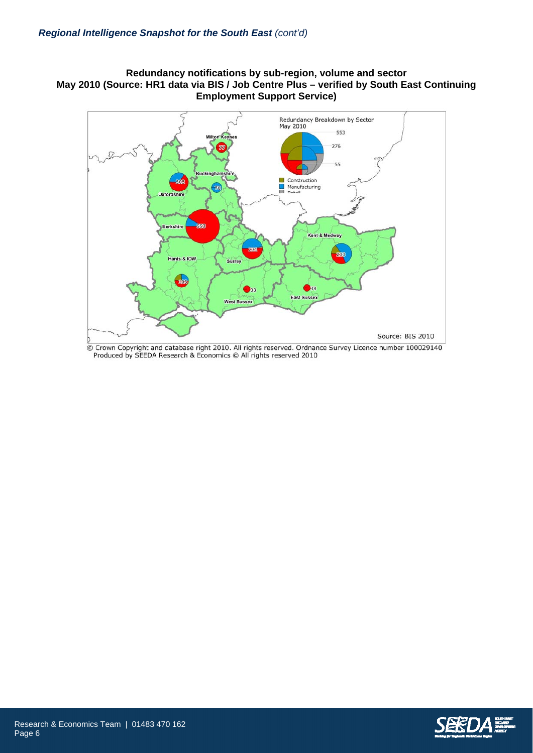## Redundancy notifications by sub-region, volume and sector May 2010 (Source: HR1 data via BIS / Job Centre Plus – verified by South East Continuing Employment Support Service)

Redundancy Breakdown by Sector
May 2010

553
276
55

Construction
Manufacturing
Retail

Milton Keynes
77
Buckinghamshire
70
Oxfordshire
202
Berkshire
553
Surrey
231
Kent & Medway
233
Hants & IOW
103
West Sussex
33
East Sussex
38

Source: BIS 2010

© Crown Copyright and database right 2010. All rights reserved. Ordnance Survey Licence number 100029140
Produced by SEEDA Research & Economics © All rights reserved 2010